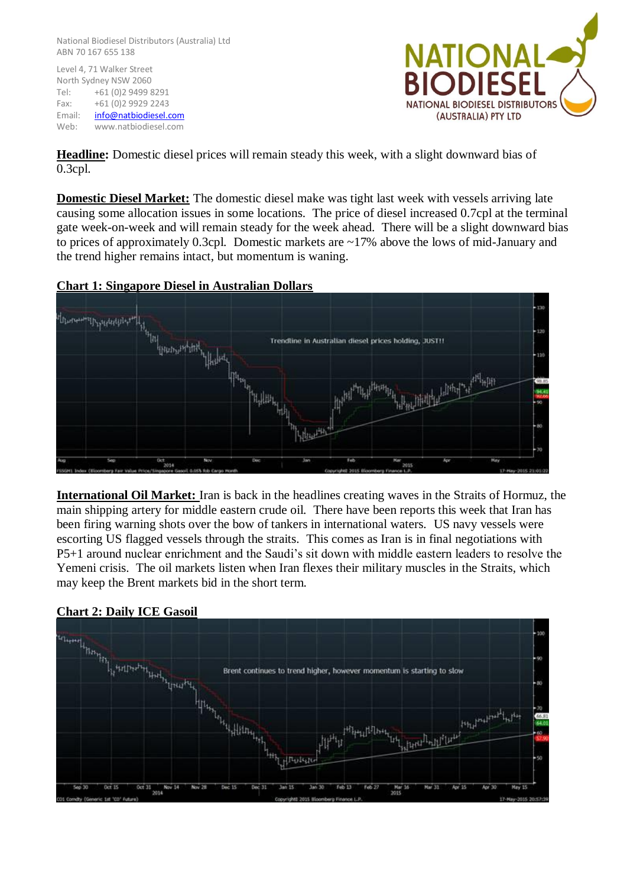National Biodiesel Distributors (Australia) Ltd
ABN 70 167 655 138

Level 4, 71 Walker Street
North Sydney NSW 2060
Tel: +61 (0)2 9499 8291
Fax: +61 (0)2 9929 2243
Email: info@natbiodiesel.com
Web: www.natbiodiesel.com

NATIONAL BIODIESEL
NATIONAL BIODIESEL DISTRIBUTORS (AUSTRALIA) PTY LTD

**Headline:** Domestic diesel prices will remain steady this week, with a slight downward bias of 0.3cpl.

**Domestic Diesel Market:** The domestic diesel make was tight last week with vessels arriving late causing some allocation issues in some locations. The price of diesel increased 0.7cpl at the terminal gate week-on-week and will remain steady for the week ahead. There will be a slight downward bias to prices of approximately 0.3cpl. Domestic markets are ~17% above the lows of mid-January and the trend higher remains intact, but momentum is waning.

**Chart 1: Singapore Diesel in Australian Dollars**

Trendline in Australian diesel prices holding, JUST!!

130
120
110
98.85
94.41
92.66
90
80
70

Aug Sep Oct 2014 Nov Dec Jan Feb Mar 2015 Apr May

FSSGM1 Index (Bloomberg Fair Value Price/Singapore Gasoil 0.05% fob Cargo Month

Copyright© 2015 Bloomberg Finance L.P.

17-May-2015 21:01:22

**International Oil Market:** Iran is back in the headlines creating waves in the Straits of Hormuz, the main shipping artery for middle eastern crude oil. There have been reports this week that Iran has been firing warning shots over the bow of tankers in international waters. US navy vessels were escorting US flagged vessels through the straits. This comes as Iran is in final negotiations with P5+1 around nuclear enrichment and the Saudi's sit down with middle eastern leaders to resolve the Yemeni crisis. The oil markets listen when Iran flexes their military muscles in the Straits, which may keep the Brent markets bid in the short term.

**Chart 2: Daily ICE Gasoil**

Brent continues to trend higher, however momentum is starting to slow

100
90
80
70
66.81
64.01
60
57.90
50

Sep 30 Oct 15 Oct 31 2014 Nov 14 Nov 28 Dec 15 Dec 31 Jan 15 Jan 30 Feb 13 Feb 27 Mar 16 2015 Mar 31 Apr 15 Apr 30 May 15

CO1 Comdty (Generic 1st 'CO' Future)

Copyright© 2015 Bloomberg Finance L.P.

17-May-2015 20:57:39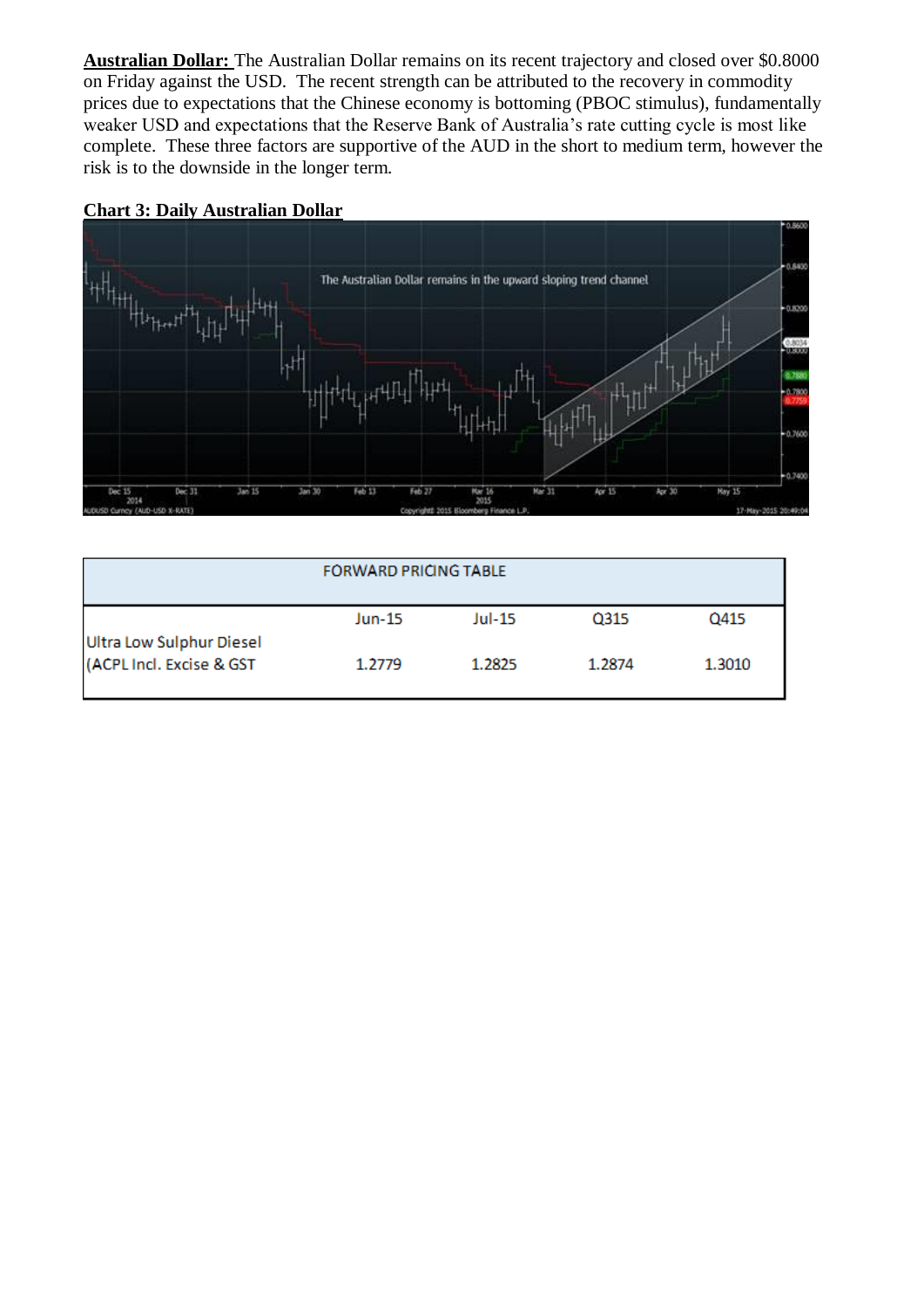**Australian Dollar:** The Australian Dollar remains on its recent trajectory and closed over \$0.8000 on Friday against the USD. The recent strength can be attributed to the recovery in commodity prices due to expectations that the Chinese economy is bottoming (PBOC stimulus), fundamentally weaker USD and expectations that the Reserve Bank of Australia's rate cutting cycle is most like complete. These three factors are supportive of the AUD in the short to medium term, however the risk is to the downside in the longer term.

**Chart 3: Daily Australian Dollar**

The Australian Dollar remains in the upward sloping trend channel

0.8600
0.8400
0.8200
0.8034
0.8000
0.7880
0.7800
0.7759
0.7600
0.7400

Dec 15 2014
Dec 31
Jan 15
Jan 30
Feb 13
Feb 27
Mar 16 2015
Mar 31
Apr 15
Apr 30
May 15

AUDUSD Curncy (AUD-USD X-RATE)
Copyright® 2015 Bloomberg Finance L.P.
17-May-2015 20:49:04

| FORWARD PRICING TABLE | | | | |
|---|---|---|---|---|
| | Jun-15 | Jul-15 | Q315 | Q415 |
| Ultra Low Sulphur Diesel (ACPL Incl. Excise & GST | 1.2779 | 1.2825 | 1.2874 | 1.3010 |